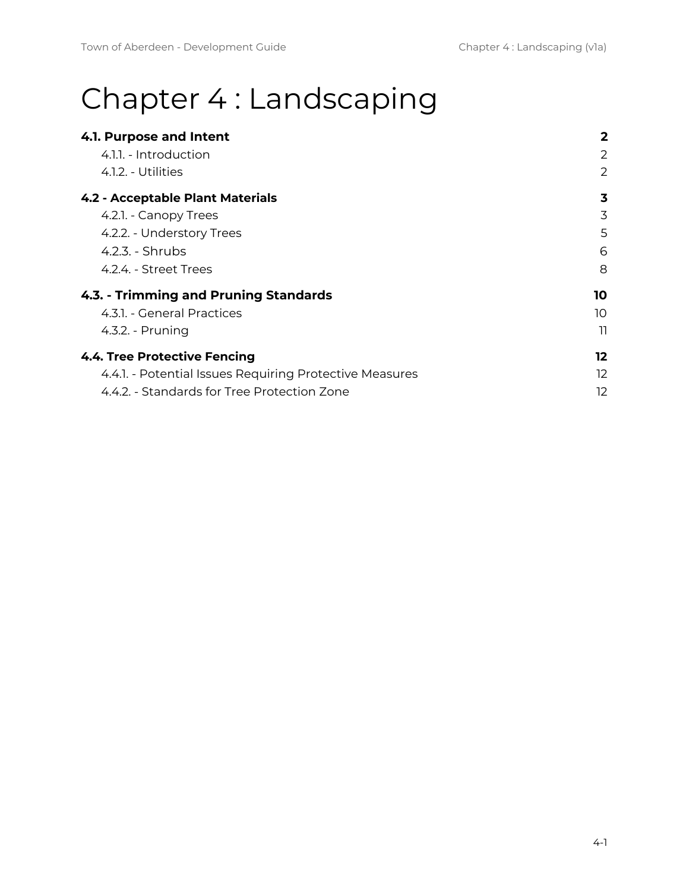# Chapter 4 : Landscaping

| | |
|---|---|
| **4.1. Purpose and Intent** | **2** |
| 4.1.1. - Introduction | 2 |
| 4.1.2. - Utilities | 2 |
| **4.2 - Acceptable Plant Materials** | **3** |
| 4.2.1. - Canopy Trees | 3 |
| 4.2.2. - Understory Trees | 5 |
| 4.2.3. - Shrubs | 6 |
| 4.2.4. - Street Trees | 8 |
| **4.3. - Trimming and Pruning Standards** | **10** |
| 4.3.1. - General Practices | 10 |
| 4.3.2. - Pruning | 11 |
| **4.4. Tree Protective Fencing** | **12** |
| 4.4.1. - Potential Issues Requiring Protective Measures | 12 |
| 4.4.2. - Standards for Tree Protection Zone | 12 |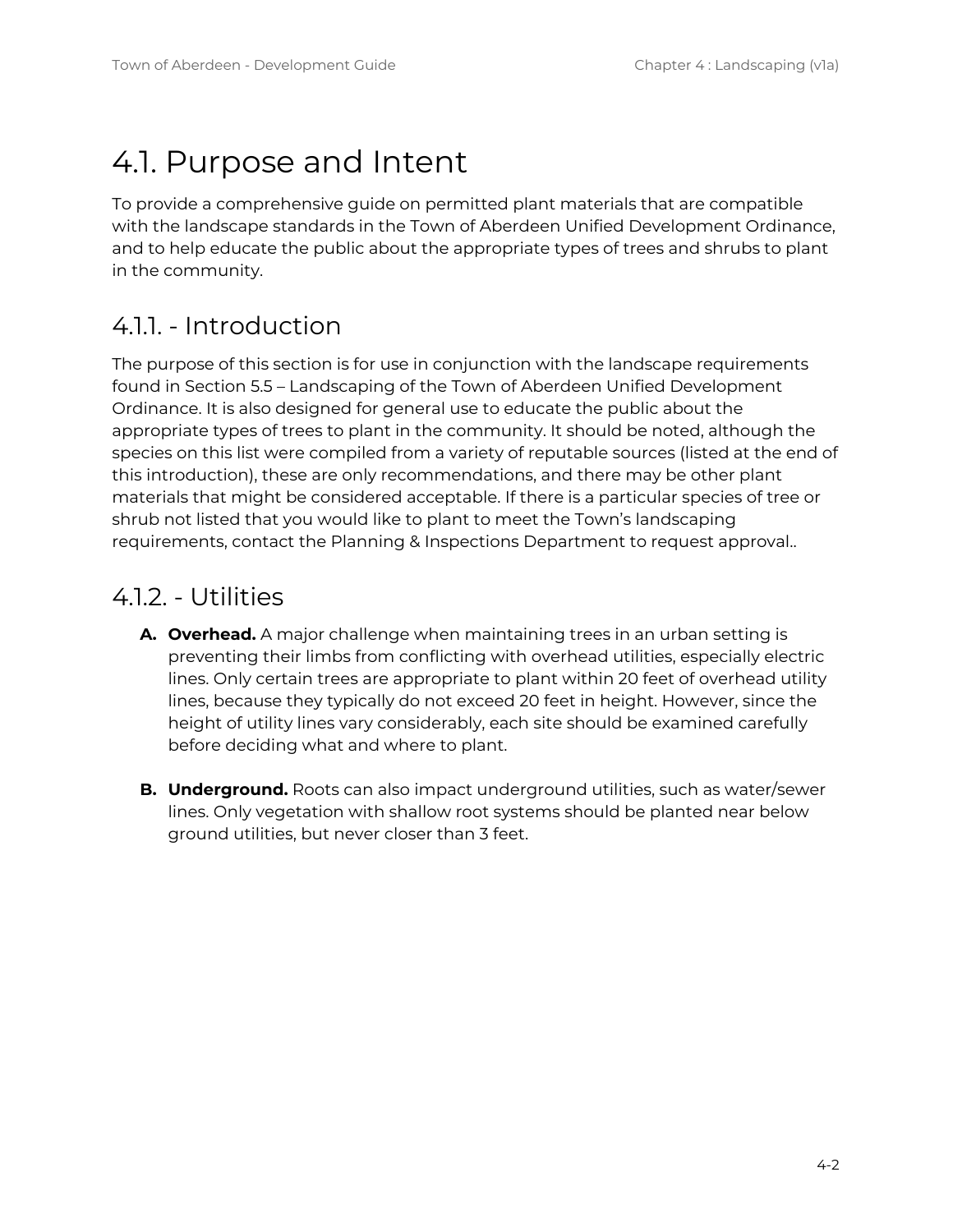# 4.1. Purpose and Intent

To provide a comprehensive guide on permitted plant materials that are compatible with the landscape standards in the Town of Aberdeen Unified Development Ordinance, and to help educate the public about the appropriate types of trees and shrubs to plant in the community.

## 4.1.1. - Introduction

The purpose of this section is for use in conjunction with the landscape requirements found in Section 5.5 – Landscaping of the Town of Aberdeen Unified Development Ordinance. It is also designed for general use to educate the public about the appropriate types of trees to plant in the community. It should be noted, although the species on this list were compiled from a variety of reputable sources (listed at the end of this introduction), these are only recommendations, and there may be other plant materials that might be considered acceptable. If there is a particular species of tree or shrub not listed that you would like to plant to meet the Town's landscaping requirements, contact the Planning & Inspections Department to request approval..

## 4.1.2. - Utilities

**A. Overhead.** A major challenge when maintaining trees in an urban setting is preventing their limbs from conflicting with overhead utilities, especially electric lines. Only certain trees are appropriate to plant within 20 feet of overhead utility lines, because they typically do not exceed 20 feet in height. However, since the height of utility lines vary considerably, each site should be examined carefully before deciding what and where to plant.

**B. Underground.** Roots can also impact underground utilities, such as water/sewer lines. Only vegetation with shallow root systems should be planted near below ground utilities, but never closer than 3 feet.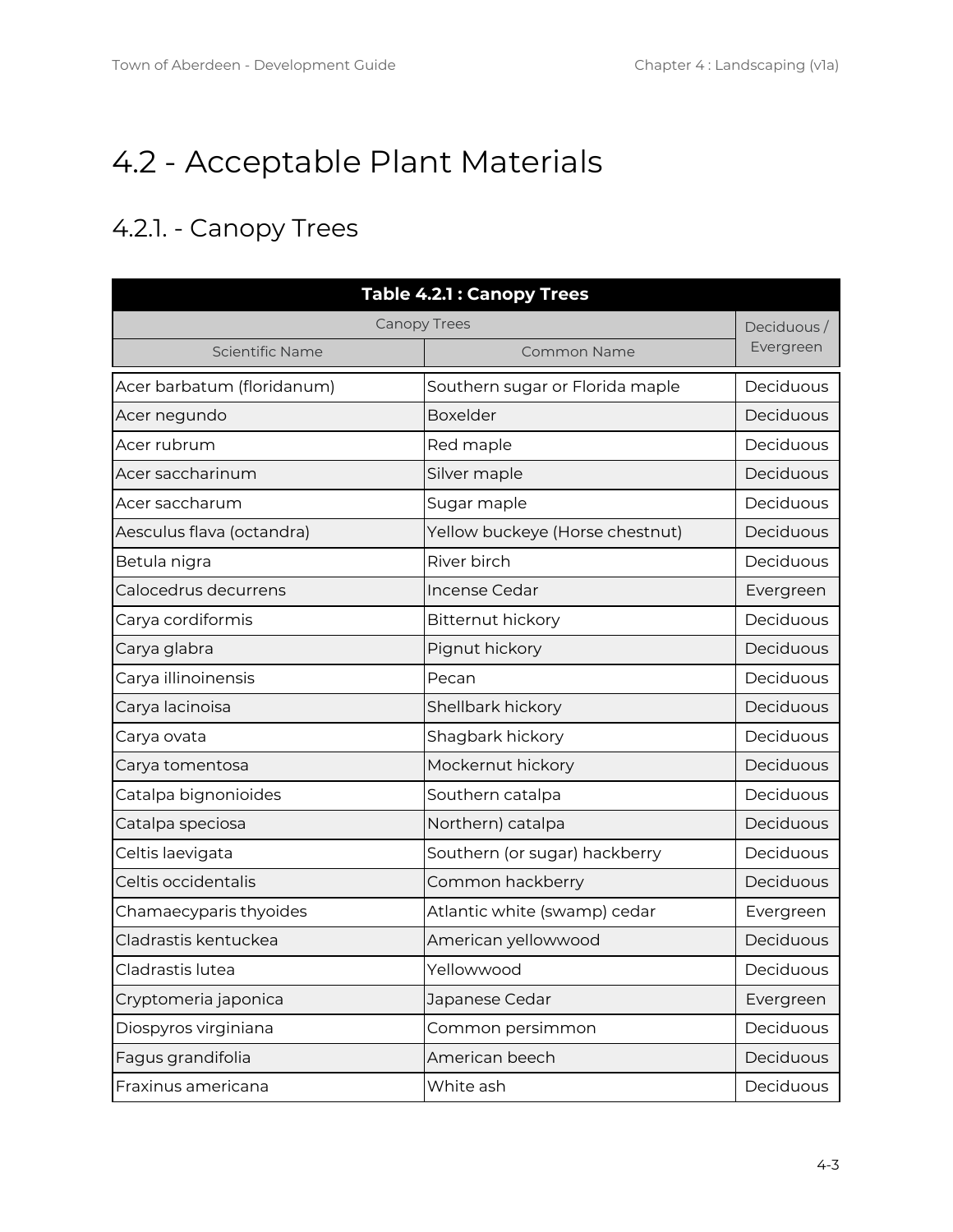# 4.2 - Acceptable Plant Materials

## 4.2.1. - Canopy Trees

| Table 4.2.1 : Canopy Trees | | |
|---|---|---|
| Canopy Trees | | Deciduous / Evergreen |
| Scientific Name | Common Name | |
| Acer barbatum (floridanum) | Southern sugar or Florida maple | Deciduous |
| Acer negundo | Boxelder | Deciduous |
| Acer rubrum | Red maple | Deciduous |
| Acer saccharinum | Silver maple | Deciduous |
| Acer saccharum | Sugar maple | Deciduous |
| Aesculus flava (octandra) | Yellow buckeye (Horse chestnut) | Deciduous |
| Betula nigra | River birch | Deciduous |
| Calocedrus decurrens | Incense Cedar | Evergreen |
| Carya cordiformis | Bitternut hickory | Deciduous |
| Carya glabra | Pignut hickory | Deciduous |
| Carya illinoinensis | Pecan | Deciduous |
| Carya lacinoisa | Shellbark hickory | Deciduous |
| Carya ovata | Shagbark hickory | Deciduous |
| Carya tomentosa | Mockernut hickory | Deciduous |
| Catalpa bignonioides | Southern catalpa | Deciduous |
| Catalpa speciosa | Northern) catalpa | Deciduous |
| Celtis laevigata | Southern (or sugar) hackberry | Deciduous |
| Celtis occidentalis | Common hackberry | Deciduous |
| Chamaecyparis thyoides | Atlantic white (swamp) cedar | Evergreen |
| Cladrastis kentuckea | American yellowwood | Deciduous |
| Cladrastis lutea | Yellowwood | Deciduous |
| Cryptomeria japonica | Japanese Cedar | Evergreen |
| Diospyros virginiana | Common persimmon | Deciduous |
| Fagus grandifolia | American beech | Deciduous |
| Fraxinus americana | White ash | Deciduous |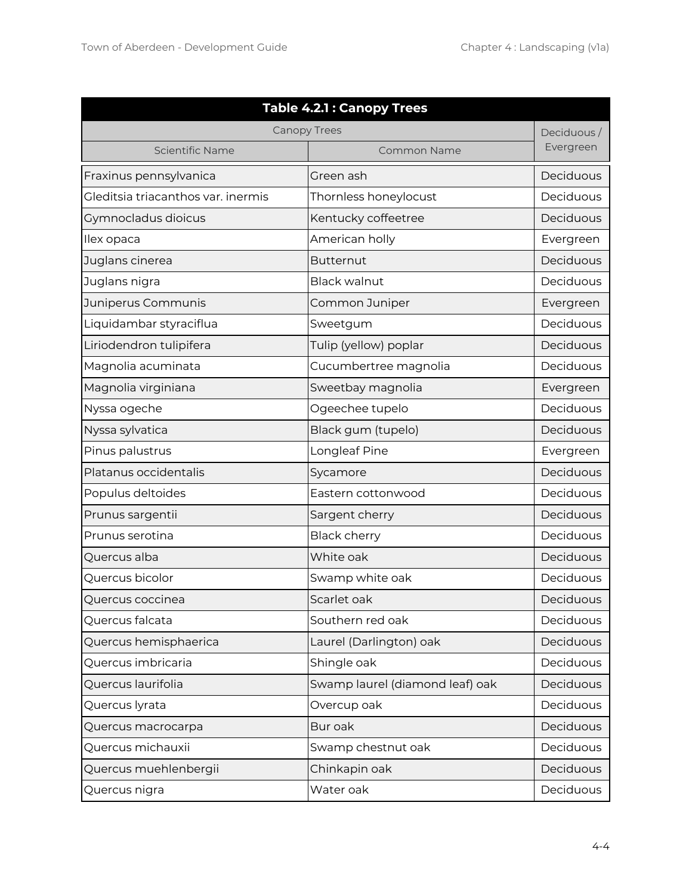| Table 4.2.1 : Canopy Trees | | |
|---|---|---|
| Canopy Trees | | Deciduous / Evergreen |
| Scientific Name | Common Name | |
| Fraxinus pennsylvanica | Green ash | Deciduous |
| Gleditsia triacanthos var. inermis | Thornless honeylocust | Deciduous |
| Gymnocladus dioicus | Kentucky coffeetree | Deciduous |
| Ilex opaca | American holly | Evergreen |
| Juglans cinerea | Butternut | Deciduous |
| Juglans nigra | Black walnut | Deciduous |
| Juniperus Communis | Common Juniper | Evergreen |
| Liquidambar styraciflua | Sweetgum | Deciduous |
| Liriodendron tulipifera | Tulip (yellow) poplar | Deciduous |
| Magnolia acuminata | Cucumbertree magnolia | Deciduous |
| Magnolia virginiana | Sweetbay magnolia | Evergreen |
| Nyssa ogeche | Ogeechee tupelo | Deciduous |
| Nyssa sylvatica | Black gum (tupelo) | Deciduous |
| Pinus palustrus | Longleaf Pine | Evergreen |
| Platanus occidentalis | Sycamore | Deciduous |
| Populus deltoides | Eastern cottonwood | Deciduous |
| Prunus sargentii | Sargent cherry | Deciduous |
| Prunus serotina | Black cherry | Deciduous |
| Quercus alba | White oak | Deciduous |
| Quercus bicolor | Swamp white oak | Deciduous |
| Quercus coccinea | Scarlet oak | Deciduous |
| Quercus falcata | Southern red oak | Deciduous |
| Quercus hemisphaerica | Laurel (Darlington) oak | Deciduous |
| Quercus imbricaria | Shingle oak | Deciduous |
| Quercus laurifolia | Swamp laurel (diamond leaf) oak | Deciduous |
| Quercus lyrata | Overcup oak | Deciduous |
| Quercus macrocarpa | Bur oak | Deciduous |
| Quercus michauxii | Swamp chestnut oak | Deciduous |
| Quercus muehlenbergii | Chinkapin oak | Deciduous |
| Quercus nigra | Water oak | Deciduous |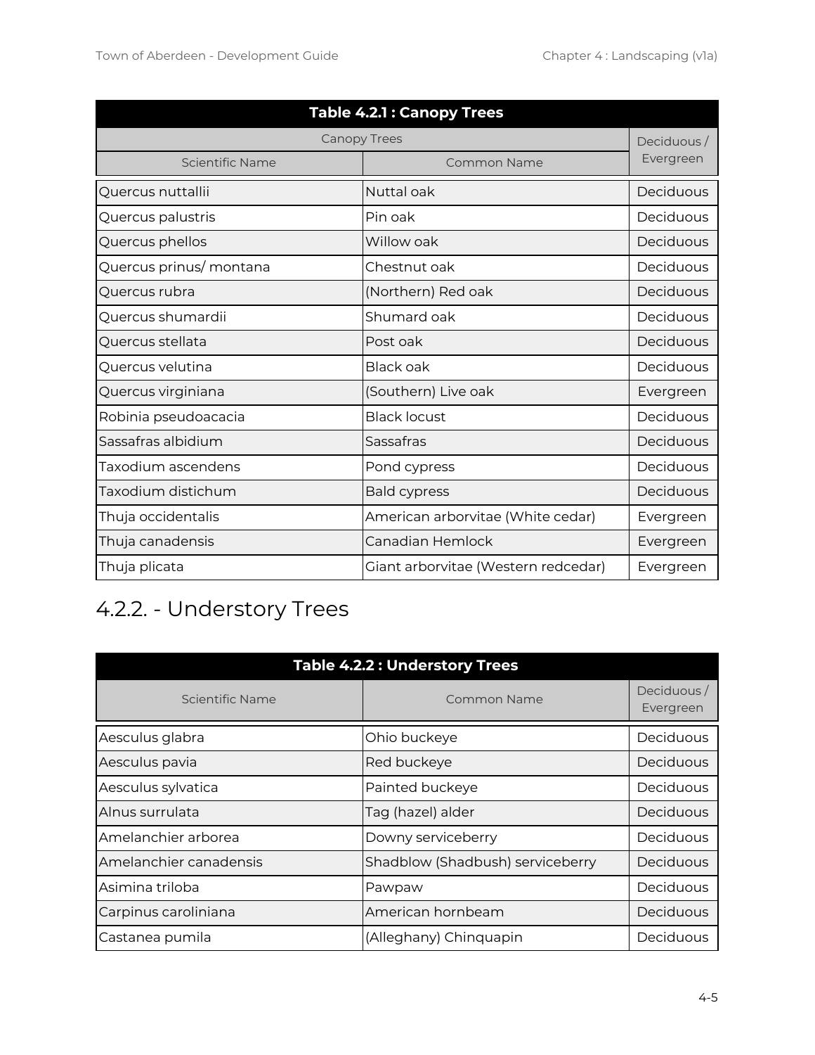| Table 4.2.1 : Canopy Trees | | |
|---|---|---|
| Canopy Trees | | Deciduous / Evergreen |
| Scientific Name | Common Name | |
| Quercus nuttallii | Nuttal oak | Deciduous |
| Quercus palustris | Pin oak | Deciduous |
| Quercus phellos | Willow oak | Deciduous |
| Quercus prinus/ montana | Chestnut oak | Deciduous |
| Quercus rubra | (Northern) Red oak | Deciduous |
| Quercus shumardii | Shumard oak | Deciduous |
| Quercus stellata | Post oak | Deciduous |
| Quercus velutina | Black oak | Deciduous |
| Quercus virginiana | (Southern) Live oak | Evergreen |
| Robinia pseudoacacia | Black locust | Deciduous |
| Sassafras albidium | Sassafras | Deciduous |
| Taxodium ascendens | Pond cypress | Deciduous |
| Taxodium distichum | Bald cypress | Deciduous |
| Thuja occidentalis | American arborvitae (White cedar) | Evergreen |
| Thuja canadensis | Canadian Hemlock | Evergreen |
| Thuja plicata | Giant arborvitae (Western redcedar) | Evergreen |

## 4.2.2. - Understory Trees

| Table 4.2.2 : Understory Trees | | |
|---|---|---|
| Scientific Name | Common Name | Deciduous / Evergreen |
| Aesculus glabra | Ohio buckeye | Deciduous |
| Aesculus pavia | Red buckeye | Deciduous |
| Aesculus sylvatica | Painted buckeye | Deciduous |
| Alnus surrulata | Tag (hazel) alder | Deciduous |
| Amelanchier arborea | Downy serviceberry | Deciduous |
| Amelanchier canadensis | Shadblow (Shadbush) serviceberry | Deciduous |
| Asimina triloba | Pawpaw | Deciduous |
| Carpinus caroliniana | American hornbeam | Deciduous |
| Castanea pumila | (Alleghany) Chinquapin | Deciduous |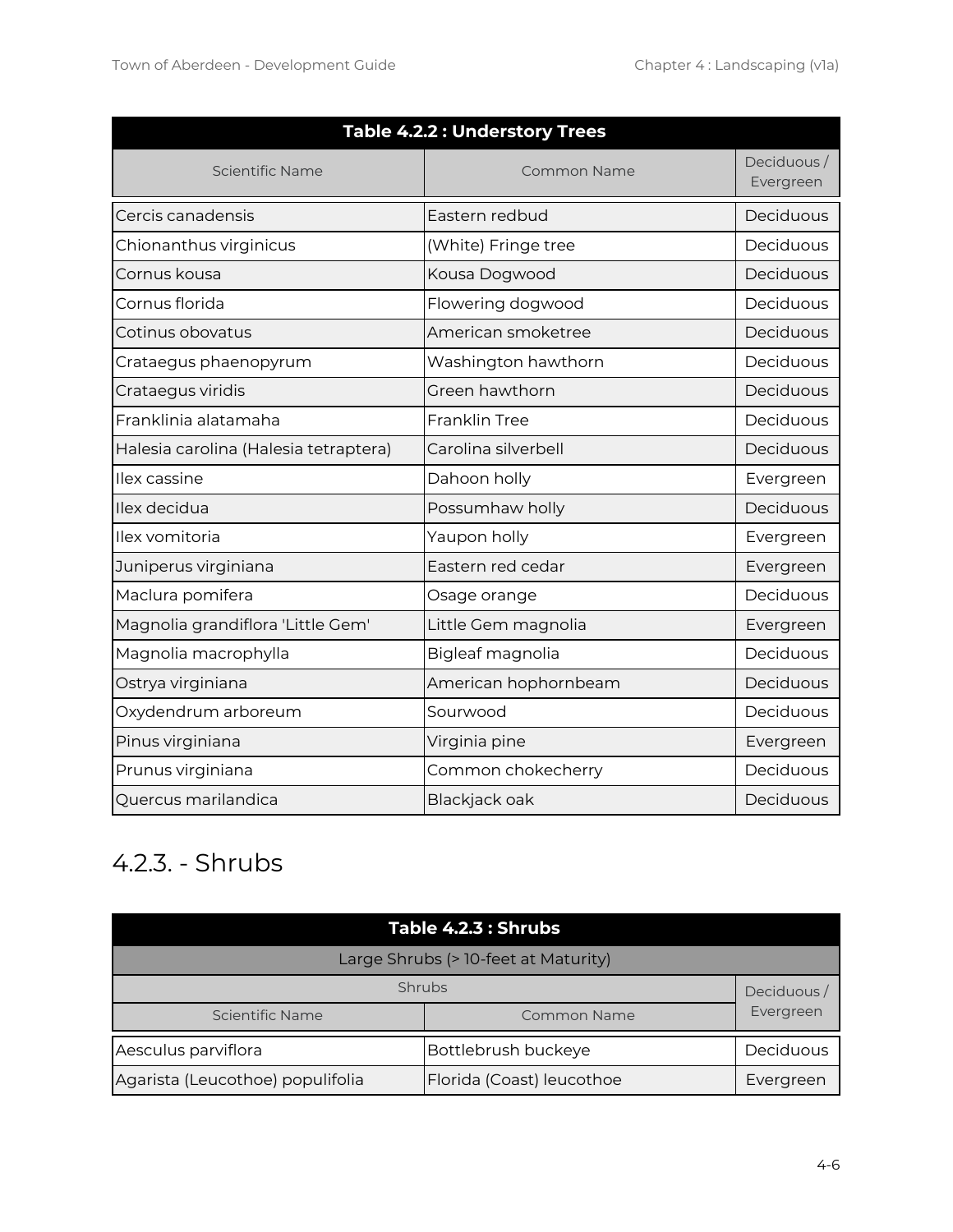| Table 4.2.2 : Understory Trees | | |
|---|---|---|
| Scientific Name | Common Name | Deciduous / Evergreen |
| Cercis canadensis | Eastern redbud | Deciduous |
| Chionanthus virginicus | (White) Fringe tree | Deciduous |
| Cornus kousa | Kousa Dogwood | Deciduous |
| Cornus florida | Flowering dogwood | Deciduous |
| Cotinus obovatus | American smoketree | Deciduous |
| Crataegus phaenopyrum | Washington hawthorn | Deciduous |
| Crataegus viridis | Green hawthorn | Deciduous |
| Franklinia alatamaha | Franklin Tree | Deciduous |
| Halesia carolina (Halesia tetraptera) | Carolina silverbell | Deciduous |
| Ilex cassine | Dahoon holly | Evergreen |
| Ilex decidua | Possumhaw holly | Deciduous |
| Ilex vomitoria | Yaupon holly | Evergreen |
| Juniperus virginiana | Eastern red cedar | Evergreen |
| Maclura pomifera | Osage orange | Deciduous |
| Magnolia grandiflora 'Little Gem' | Little Gem magnolia | Evergreen |
| Magnolia macrophylla | Bigleaf magnolia | Deciduous |
| Ostrya virginiana | American hophornbeam | Deciduous |
| Oxydendrum arboreum | Sourwood | Deciduous |
| Pinus virginiana | Virginia pine | Evergreen |
| Prunus virginiana | Common chokecherry | Deciduous |
| Quercus marilandica | Blackjack oak | Deciduous |

## 4.2.3. - Shrubs

| Table 4.2.3 : Shrubs | | |
|---|---|---|
| Large Shrubs (> 10-feet at Maturity) | | |
| Shrubs | | Deciduous / Evergreen |
| Scientific Name | Common Name | |
| Aesculus parviflora | Bottlebrush buckeye | Deciduous |
| Agarista (Leucothoe) populifolia | Florida (Coast) leucothoe | Evergreen |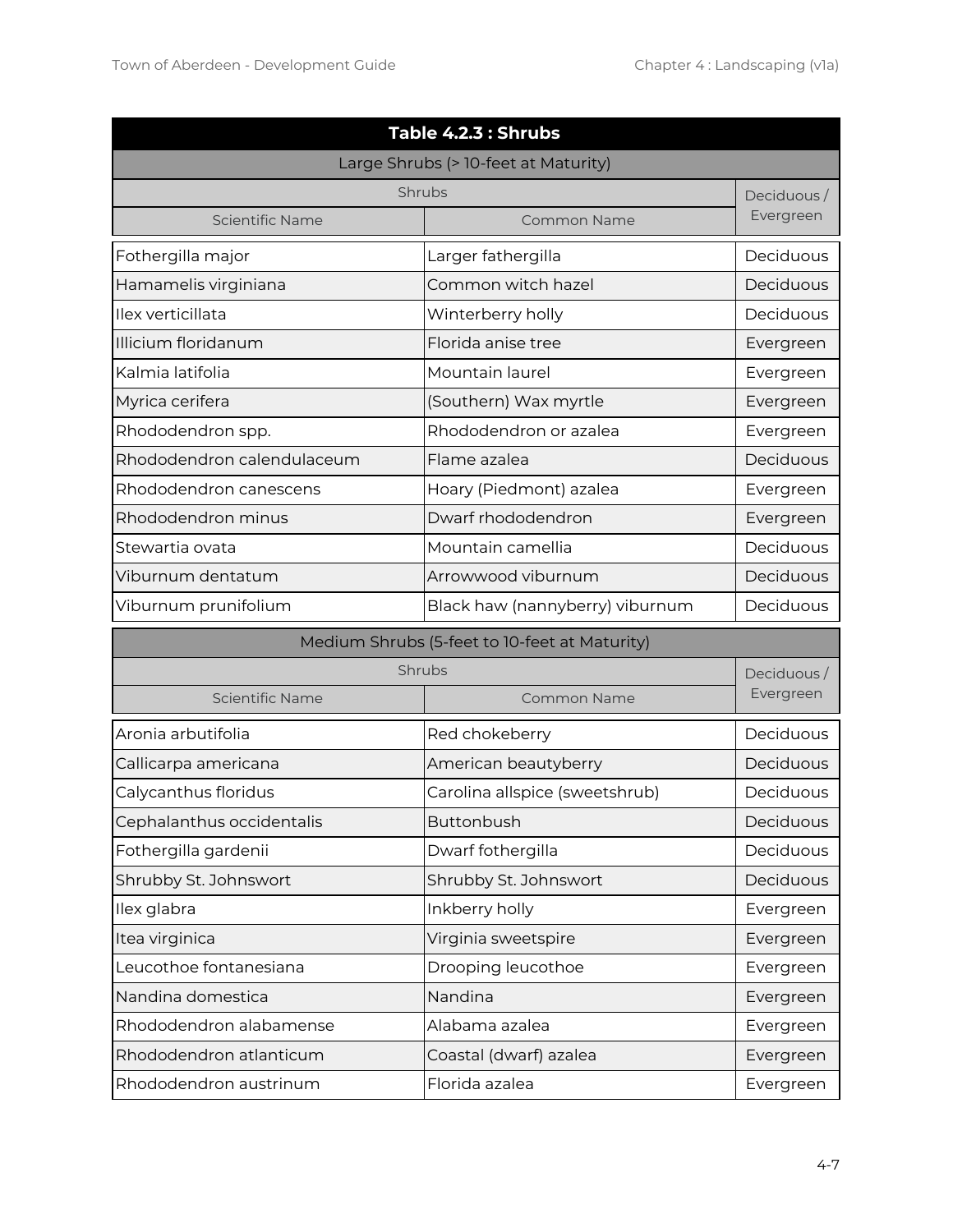| Table 4.2.3 : Shrubs | | |
|---|---|---|
| Large Shrubs (> 10-feet at Maturity) | | |
| Shrubs | | Deciduous / Evergreen |
| Scientific Name | Common Name | |
| Fothergilla major | Larger fathergilla | Deciduous |
| Hamamelis virginiana | Common witch hazel | Deciduous |
| Ilex verticillata | Winterberry holly | Deciduous |
| Illicium floridanum | Florida anise tree | Evergreen |
| Kalmia latifolia | Mountain laurel | Evergreen |
| Myrica cerifera | (Southern) Wax myrtle | Evergreen |
| Rhododendron spp. | Rhododendron or azalea | Evergreen |
| Rhododendron calendulaceum | Flame azalea | Deciduous |
| Rhododendron canescens | Hoary (Piedmont) azalea | Evergreen |
| Rhododendron minus | Dwarf rhododendron | Evergreen |
| Stewartia ovata | Mountain camellia | Deciduous |
| Viburnum dentatum | Arrowwood viburnum | Deciduous |
| Viburnum prunifolium | Black haw (nannyberry) viburnum | Deciduous |
| Medium Shrubs (5-feet to 10-feet at Maturity) | | |
| Shrubs | | Deciduous / Evergreen |
| Scientific Name | Common Name | |
| Aronia arbutifolia | Red chokeberry | Deciduous |
| Callicarpa americana | American beautyberry | Deciduous |
| Calycanthus floridus | Carolina allspice (sweetshrub) | Deciduous |
| Cephalanthus occidentalis | Buttonbush | Deciduous |
| Fothergilla gardenii | Dwarf fothergilla | Deciduous |
| Shrubby St. Johnswort | Shrubby St. Johnswort | Deciduous |
| Ilex glabra | Inkberry holly | Evergreen |
| Itea virginica | Virginia sweetspire | Evergreen |
| Leucothoe fontanesiana | Drooping leucothoe | Evergreen |
| Nandina domestica | Nandina | Evergreen |
| Rhododendron alabamense | Alabama azalea | Evergreen |
| Rhododendron atlanticum | Coastal (dwarf) azalea | Evergreen |
| Rhododendron austrinum | Florida azalea | Evergreen |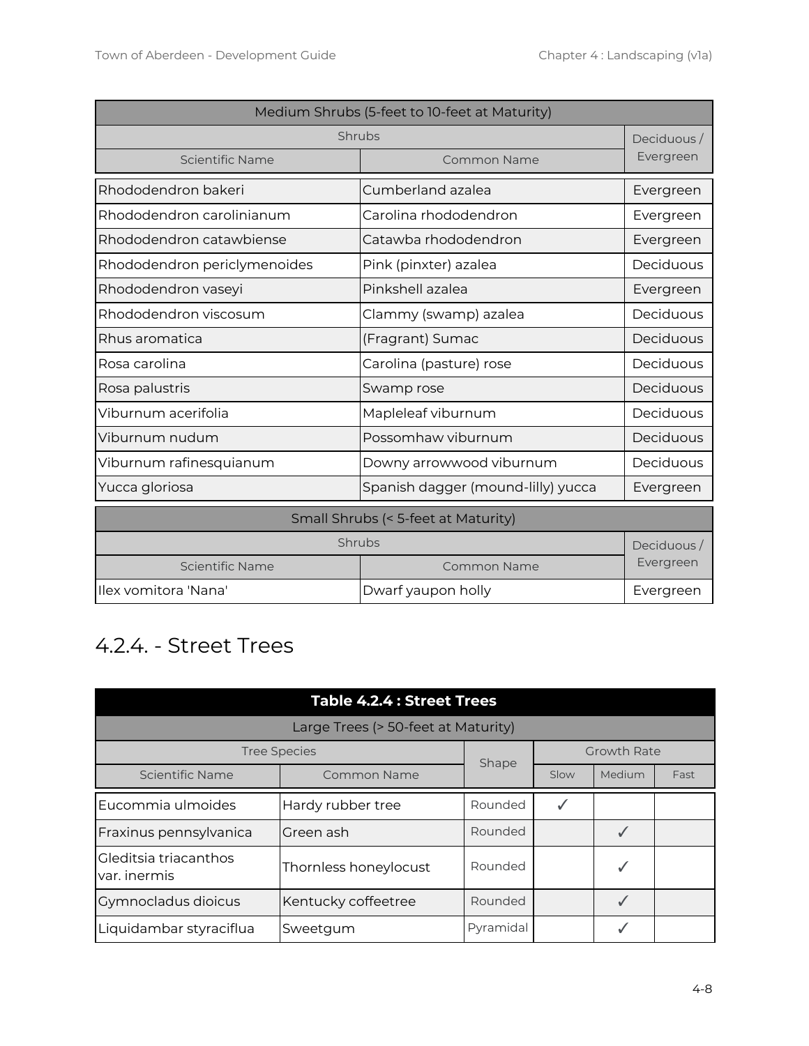| Medium Shrubs (5-feet to 10-feet at Maturity) | | |
|---|---|---|
| Shrubs | | Deciduous / Evergreen |
| Scientific Name | Common Name | |
| Rhododendron bakeri | Cumberland azalea | Evergreen |
| Rhododendron carolinianum | Carolina rhododendron | Evergreen |
| Rhododendron catawbiense | Catawba rhododendron | Evergreen |
| Rhododendron periclymenoides | Pink (pinxter) azalea | Deciduous |
| Rhododendron vaseyi | Pinkshell azalea | Evergreen |
| Rhododendron viscosum | Clammy (swamp) azalea | Deciduous |
| Rhus aromatica | (Fragrant) Sumac | Deciduous |
| Rosa carolina | Carolina (pasture) rose | Deciduous |
| Rosa palustris | Swamp rose | Deciduous |
| Viburnum acerifolia | Mapleleaf viburnum | Deciduous |
| Viburnum nudum | Possomhaw viburnum | Deciduous |
| Viburnum rafinesquianum | Downy arrowwood viburnum | Deciduous |
| Yucca gloriosa | Spanish dagger (mound-lilly) yucca | Evergreen |

| Small Shrubs (< 5-feet at Maturity) | | |
|---|---|---|
| Shrubs | | Deciduous / Evergreen |
| Scientific Name | Common Name | |
| Ilex vomitora 'Nana' | Dwarf yaupon holly | Evergreen |

## 4.2.4. - Street Trees

| Table 4.2.4 : Street Trees | | | | | |
|---|---|---|---|---|---|
| Large Trees (> 50-feet at Maturity) | | | | | |
| Tree Species | | Shape | Growth Rate | | |
| Scientific Name | Common Name | | Slow | Medium | Fast |
| Eucommia ulmoides | Hardy rubber tree | Rounded | ✓ | | |
| Fraxinus pennsylvanica | Green ash | Rounded | | ✓ | |
| Gleditsia triacanthos var. inermis | Thornless honeylocust | Rounded | | ✓ | |
| Gymnocladus dioicus | Kentucky coffeetree | Rounded | | ✓ | |
| Liquidambar styraciflua | Sweetgum | Pyramidal | | ✓ | |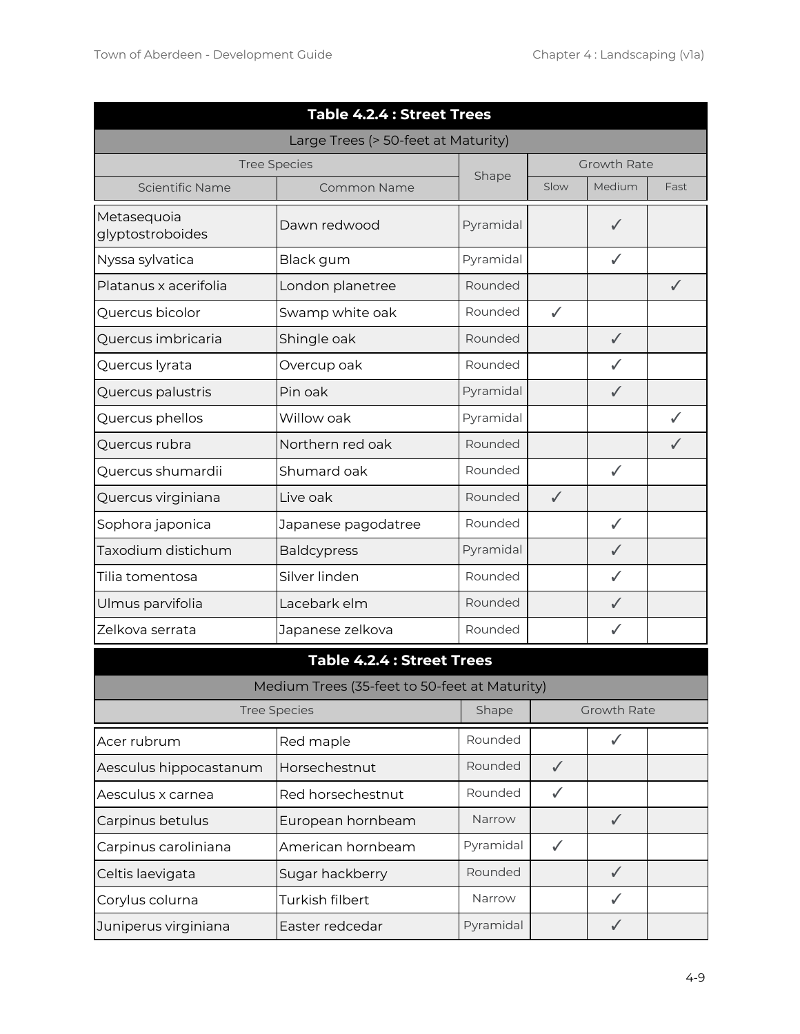| **Table 4.2.4 : Street Trees** | | | | | |
|---|---|---|---|---|---|
| Large Trees (> 50-feet at Maturity) | | | | | |
| Tree Species | | Shape | Growth Rate | | |
| Scientific Name | Common Name | | Slow | Medium | Fast |
| Metasequoia glyptostroboides | Dawn redwood | Pyramidal | | ✓ | |
| Nyssa sylvatica | Black gum | Pyramidal | | ✓ | |
| Platanus x acerifolia | London planetree | Rounded | | | ✓ |
| Quercus bicolor | Swamp white oak | Rounded | ✓ | | |
| Quercus imbricaria | Shingle oak | Rounded | | ✓ | |
| Quercus lyrata | Overcup oak | Rounded | | ✓ | |
| Quercus palustris | Pin oak | Pyramidal | | ✓ | |
| Quercus phellos | Willow oak | Pyramidal | | | ✓ |
| Quercus rubra | Northern red oak | Rounded | | | ✓ |
| Quercus shumardii | Shumard oak | Rounded | | ✓ | |
| Quercus virginiana | Live oak | Rounded | ✓ | | |
| Sophora japonica | Japanese pagodatree | Rounded | | ✓ | |
| Taxodium distichum | Baldcypress | Pyramidal | | ✓ | |
| Tilia tomentosa | Silver linden | Rounded | | ✓ | |
| Ulmus parvifolia | Lacebark elm | Rounded | | ✓ | |
| Zelkova serrata | Japanese zelkova | Rounded | | ✓ | |

| **Table 4.2.4 : Street Trees** | | | | | |
|---|---|---|---|---|---|
| Medium Trees (35-feet to 50-feet at Maturity) | | | | | |
| Tree Species | | Shape | Growth Rate | | |
| Acer rubrum | Red maple | Rounded | | ✓ | |
| Aesculus hippocastanum | Horsechestnut | Rounded | ✓ | | |
| Aesculus x carnea | Red horsechestnut | Rounded | ✓ | | |
| Carpinus betulus | European hornbeam | Narrow | | ✓ | |
| Carpinus caroliniana | American hornbeam | Pyramidal | ✓ | | |
| Celtis laevigata | Sugar hackberry | Rounded | | ✓ | |
| Corylus colurna | Turkish filbert | Narrow | | ✓ | |
| Juniperus virginiana | Easter redcedar | Pyramidal | | ✓ | |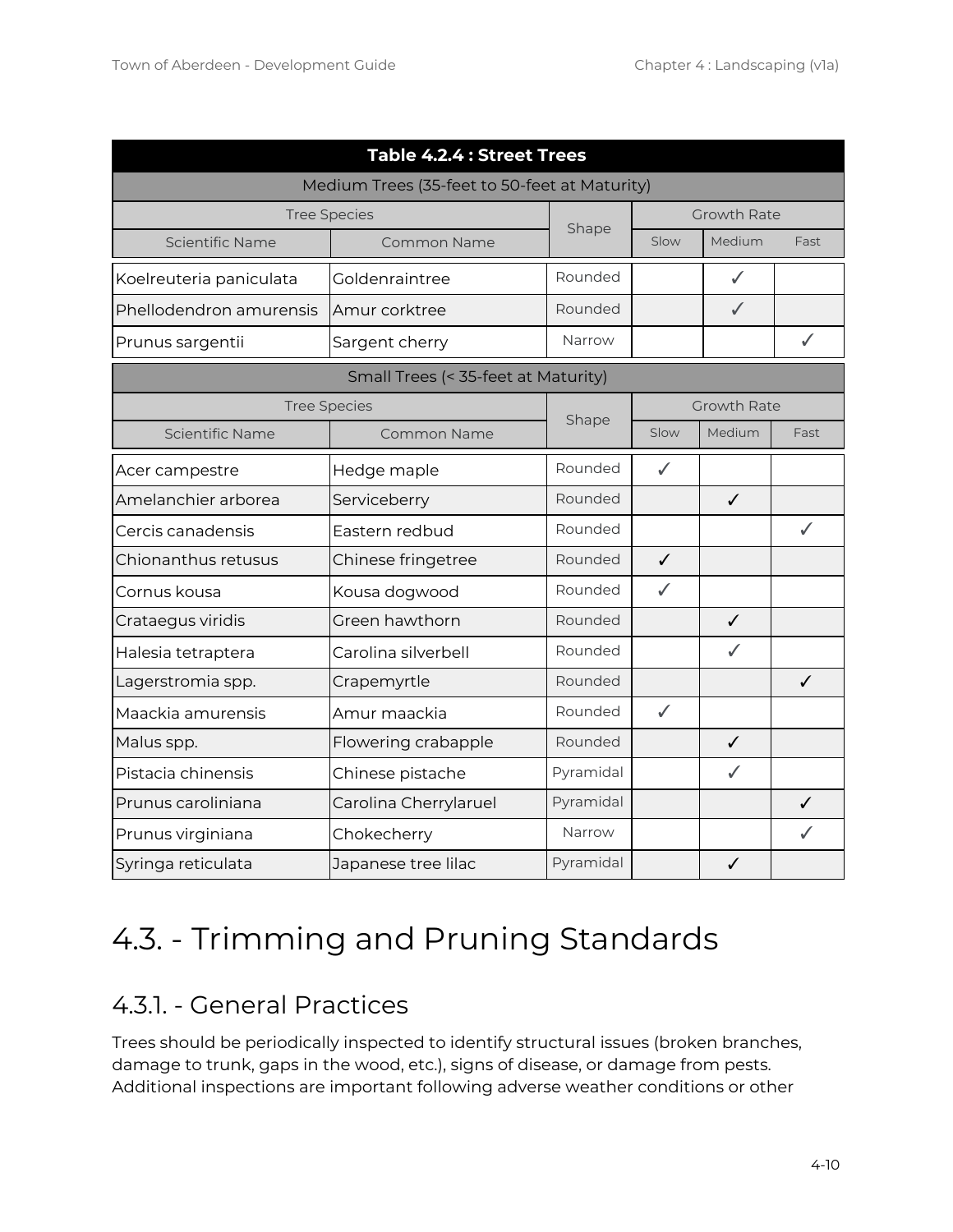| Table 4.2.4 : Street Trees | | | | | |
|---|---|---|---|---|---|
| Medium Trees (35-feet to 50-feet at Maturity) | | | | | |
| Tree Species | | Shape | Growth Rate | | |
| Scientific Name | Common Name | | Slow | Medium | Fast |
| Koelreuteria paniculata | Goldenraintree | Rounded | | ✓ | |
| Phellodendron amurensis | Amur corktree | Rounded | | ✓ | |
| Prunus sargentii | Sargent cherry | Narrow | | | ✓ |
| Small Trees (< 35-feet at Maturity) | | | | | |
| Tree Species | | Shape | Growth Rate | | |
| Scientific Name | Common Name | | Slow | Medium | Fast |
| Acer campestre | Hedge maple | Rounded | ✓ | | |
| Amelanchier arborea | Serviceberry | Rounded | | ✓ | |
| Cercis canadensis | Eastern redbud | Rounded | | | ✓ |
| Chionanthus retusus | Chinese fringetree | Rounded | ✓ | | |
| Cornus kousa | Kousa dogwood | Rounded | ✓ | | |
| Crataegus viridis | Green hawthorn | Rounded | | ✓ | |
| Halesia tetraptera | Carolina silverbell | Rounded | | ✓ | |
| Lagerstromia spp. | Crapemyrtle | Rounded | | | ✓ |
| Maackia amurensis | Amur maackia | Rounded | ✓ | | |
| Malus spp. | Flowering crabapple | Rounded | | ✓ | |
| Pistacia chinensis | Chinese pistache | Pyramidal | | ✓ | |
| Prunus caroliniana | Carolina Cherrylaruel | Pyramidal | | | ✓ |
| Prunus virginiana | Chokecherry | Narrow | | | ✓ |
| Syringa reticulata | Japanese tree lilac | Pyramidal | | ✓ | |

# 4.3. - Trimming and Pruning Standards

## 4.3.1. - General Practices

Trees should be periodically inspected to identify structural issues (broken branches, damage to trunk, gaps in the wood, etc.), signs of disease, or damage from pests. Additional inspections are important following adverse weather conditions or other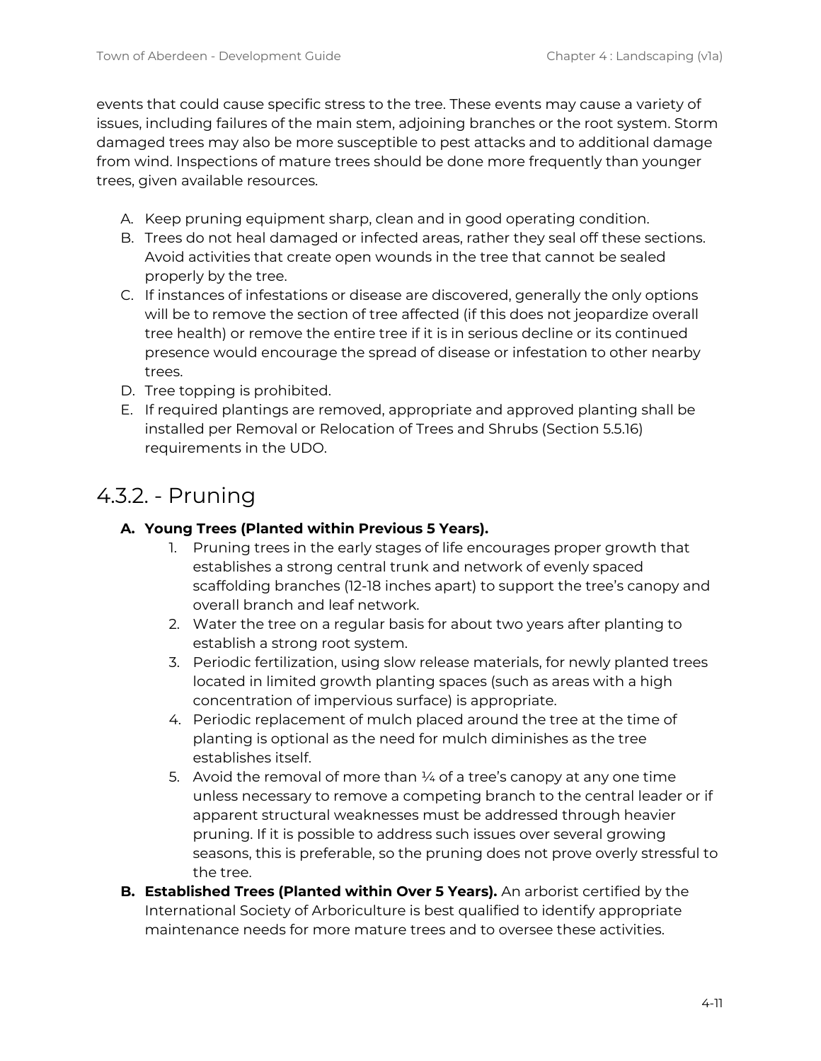events that could cause specific stress to the tree. These events may cause a variety of issues, including failures of the main stem, adjoining branches or the root system. Storm damaged trees may also be more susceptible to pest attacks and to additional damage from wind. Inspections of mature trees should be done more frequently than younger trees, given available resources.

A. Keep pruning equipment sharp, clean and in good operating condition.
B. Trees do not heal damaged or infected areas, rather they seal off these sections. Avoid activities that create open wounds in the tree that cannot be sealed properly by the tree.
C. If instances of infestations or disease are discovered, generally the only options will be to remove the section of tree affected (if this does not jeopardize overall tree health) or remove the entire tree if it is in serious decline or its continued presence would encourage the spread of disease or infestation to other nearby trees.
D. Tree topping is prohibited.
E. If required plantings are removed, appropriate and approved planting shall be installed per Removal or Relocation of Trees and Shrubs (Section 5.5.16) requirements in the UDO.

## 4.3.2. - Pruning

**A. Young Trees (Planted within Previous 5 Years).**

1. Pruning trees in the early stages of life encourages proper growth that establishes a strong central trunk and network of evenly spaced scaffolding branches (12-18 inches apart) to support the tree's canopy and overall branch and leaf network.
2. Water the tree on a regular basis for about two years after planting to establish a strong root system.
3. Periodic fertilization, using slow release materials, for newly planted trees located in limited growth planting spaces (such as areas with a high concentration of impervious surface) is appropriate.
4. Periodic replacement of mulch placed around the tree at the time of planting is optional as the need for mulch diminishes as the tree establishes itself.
5. Avoid the removal of more than ¼ of a tree's canopy at any one time unless necessary to remove a competing branch to the central leader or if apparent structural weaknesses must be addressed through heavier pruning. If it is possible to address such issues over several growing seasons, this is preferable, so the pruning does not prove overly stressful to the tree.

**B. Established Trees (Planted within Over 5 Years).** An arborist certified by the International Society of Arboriculture is best qualified to identify appropriate maintenance needs for more mature trees and to oversee these activities.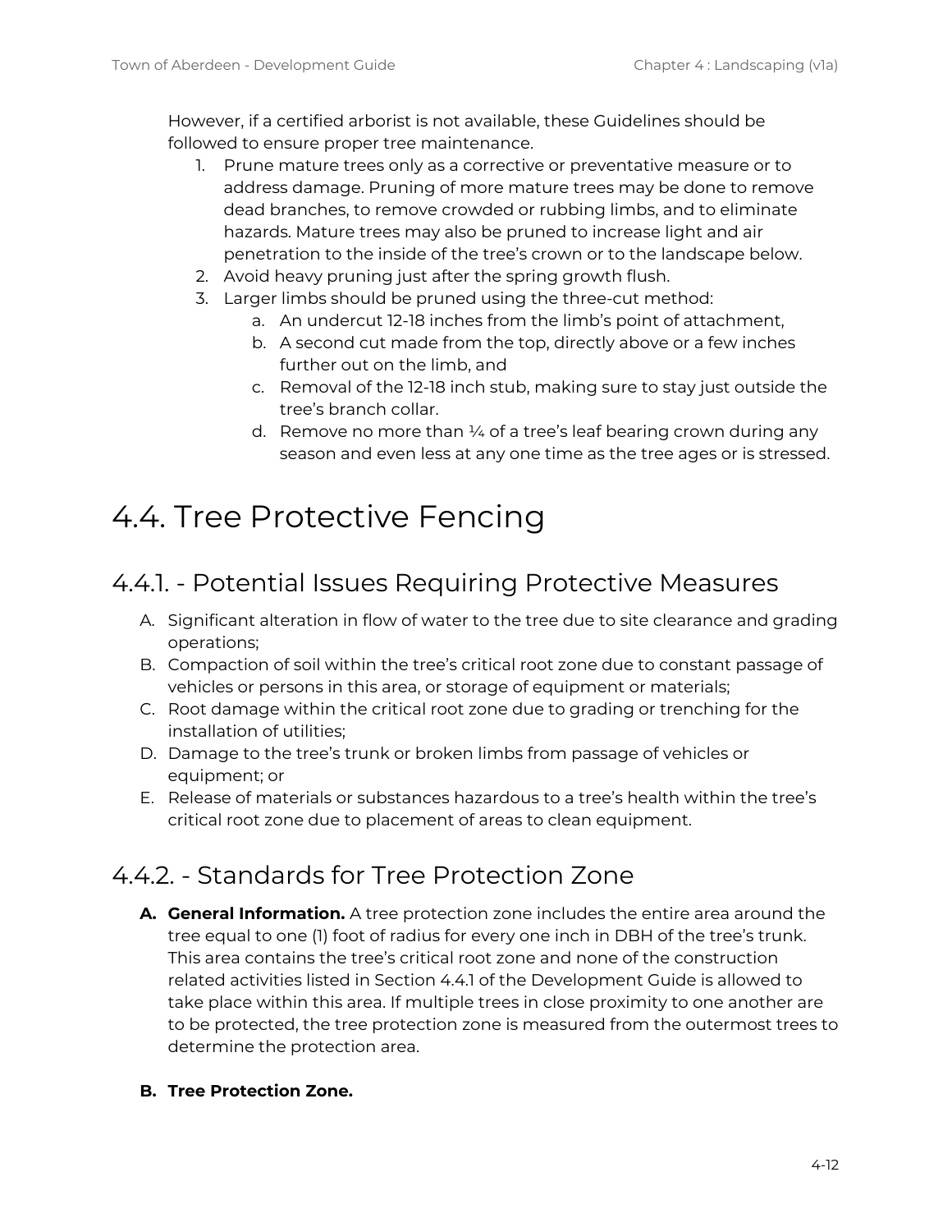However, if a certified arborist is not available, these Guidelines should be followed to ensure proper tree maintenance.

1. Prune mature trees only as a corrective or preventative measure or to address damage. Pruning of more mature trees may be done to remove dead branches, to remove crowded or rubbing limbs, and to eliminate hazards. Mature trees may also be pruned to increase light and air penetration to the inside of the tree's crown or to the landscape below.
2. Avoid heavy pruning just after the spring growth flush.
3. Larger limbs should be pruned using the three-cut method:
    a. An undercut 12-18 inches from the limb's point of attachment,
    b. A second cut made from the top, directly above or a few inches further out on the limb, and
    c. Removal of the 12-18 inch stub, making sure to stay just outside the tree's branch collar.
    d. Remove no more than ¼ of a tree's leaf bearing crown during any season and even less at any one time as the tree ages or is stressed.

# 4.4. Tree Protective Fencing

## 4.4.1. - Potential Issues Requiring Protective Measures

A. Significant alteration in flow of water to the tree due to site clearance and grading operations;
B. Compaction of soil within the tree's critical root zone due to constant passage of vehicles or persons in this area, or storage of equipment or materials;
C. Root damage within the critical root zone due to grading or trenching for the installation of utilities;
D. Damage to the tree's trunk or broken limbs from passage of vehicles or equipment; or
E. Release of materials or substances hazardous to a tree's health within the tree's critical root zone due to placement of areas to clean equipment.

## 4.4.2. - Standards for Tree Protection Zone

**A. General Information.** A tree protection zone includes the entire area around the tree equal to one (1) foot of radius for every one inch in DBH of the tree's trunk. This area contains the tree's critical root zone and none of the construction related activities listed in Section 4.4.1 of the Development Guide is allowed to take place within this area. If multiple trees in close proximity to one another are to be protected, the tree protection zone is measured from the outermost trees to determine the protection area.

**B. Tree Protection Zone.**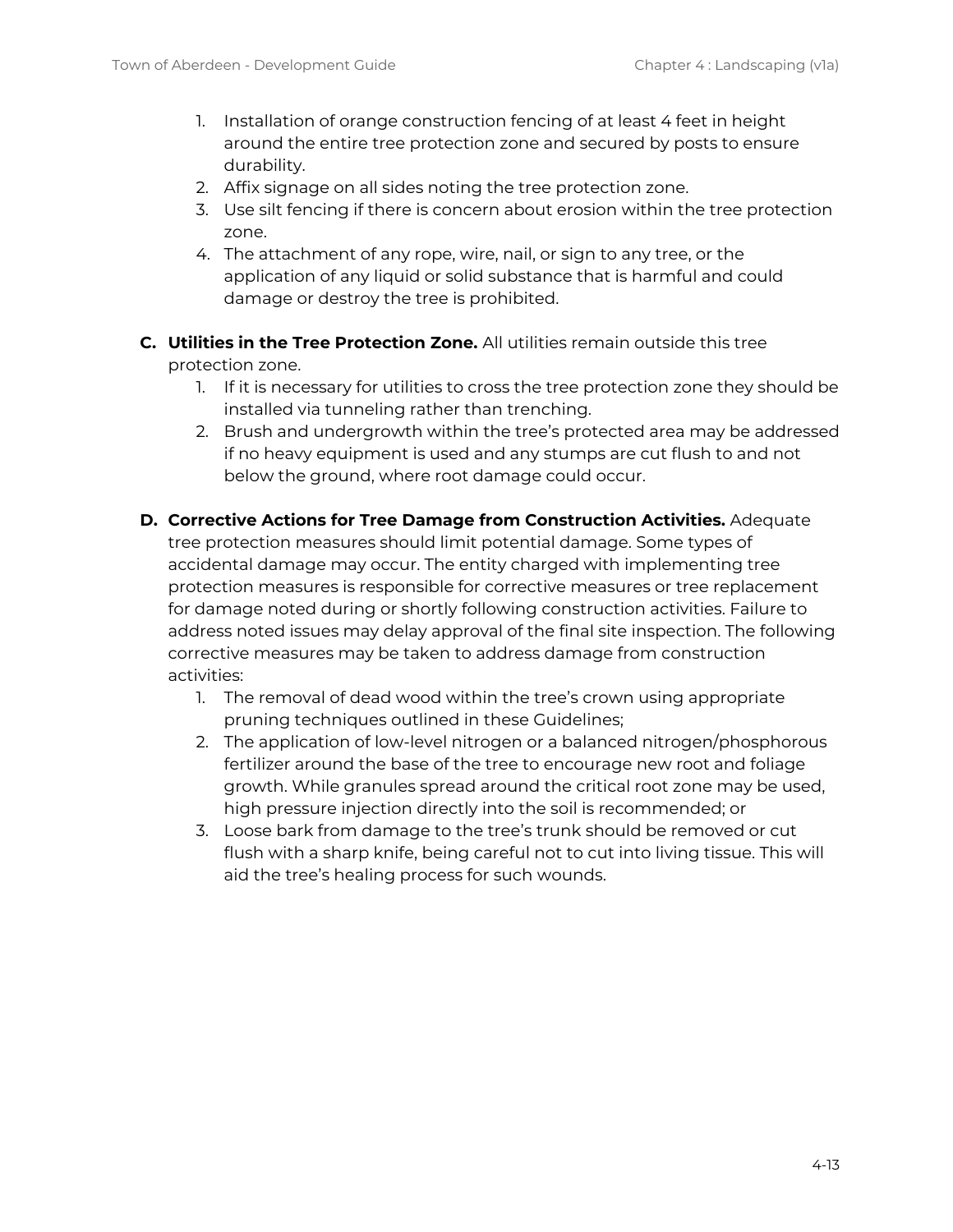1. Installation of orange construction fencing of at least 4 feet in height around the entire tree protection zone and secured by posts to ensure durability.
2. Affix signage on all sides noting the tree protection zone.
3. Use silt fencing if there is concern about erosion within the tree protection zone.
4. The attachment of any rope, wire, nail, or sign to any tree, or the application of any liquid or solid substance that is harmful and could damage or destroy the tree is prohibited.

**C. Utilities in the Tree Protection Zone.** All utilities remain outside this tree protection zone.

1. If it is necessary for utilities to cross the tree protection zone they should be installed via tunneling rather than trenching.
2. Brush and undergrowth within the tree's protected area may be addressed if no heavy equipment is used and any stumps are cut flush to and not below the ground, where root damage could occur.

**D. Corrective Actions for Tree Damage from Construction Activities.** Adequate tree protection measures should limit potential damage. Some types of accidental damage may occur. The entity charged with implementing tree protection measures is responsible for corrective measures or tree replacement for damage noted during or shortly following construction activities. Failure to address noted issues may delay approval of the final site inspection. The following corrective measures may be taken to address damage from construction activities:

1. The removal of dead wood within the tree's crown using appropriate pruning techniques outlined in these Guidelines;
2. The application of low-level nitrogen or a balanced nitrogen/phosphorous fertilizer around the base of the tree to encourage new root and foliage growth. While granules spread around the critical root zone may be used, high pressure injection directly into the soil is recommended; or
3. Loose bark from damage to the tree's trunk should be removed or cut flush with a sharp knife, being careful not to cut into living tissue. This will aid the tree's healing process for such wounds.